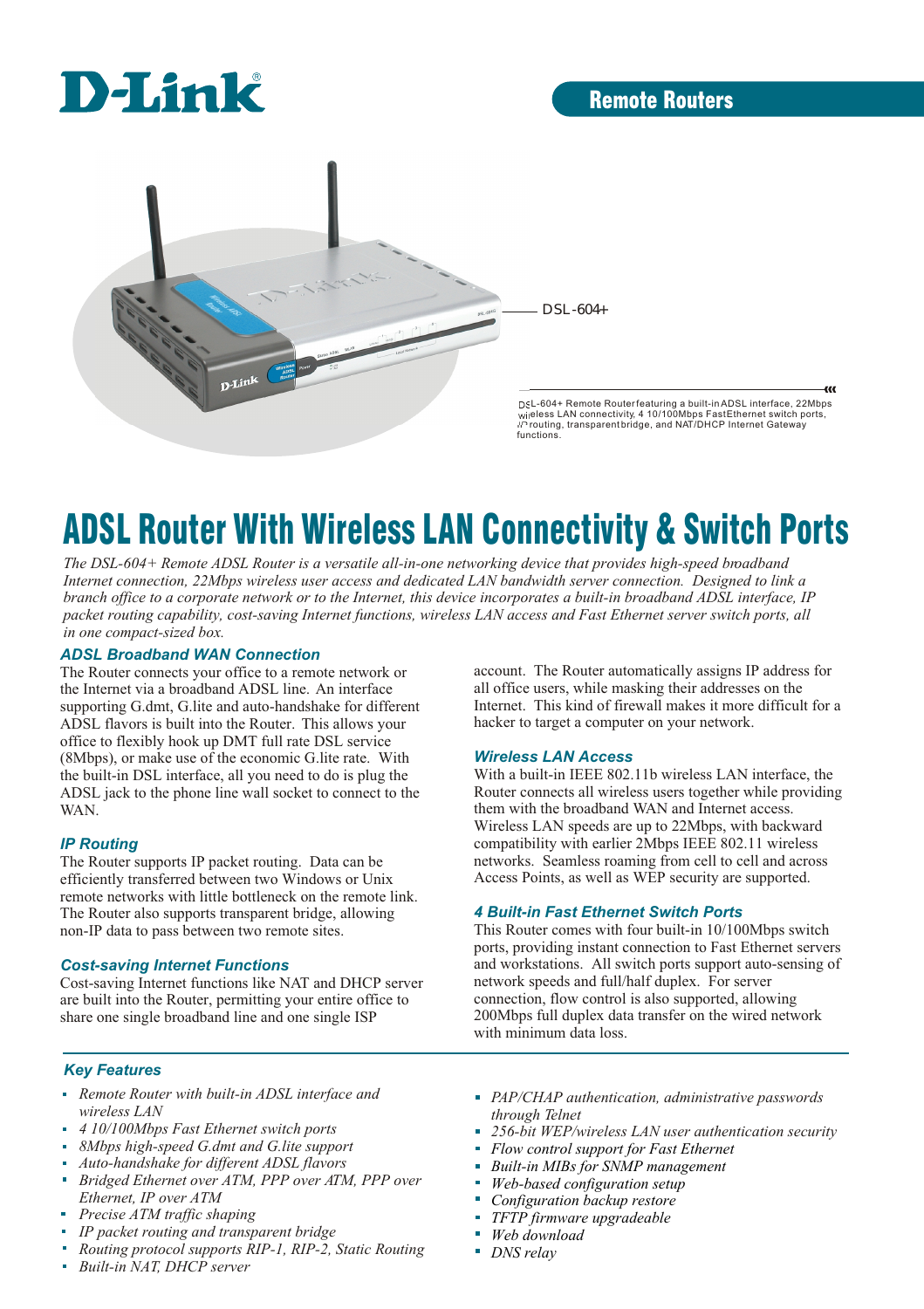D-Link

## Remote Routers

DSL-604+

DSL-604+ Remote Router featuring a built-in ADSL interface, 22Mbps wireless LAN connectivity, 4 10/100Mbps FastEthernet switch ports, IP routing, transparent bridge, and NAT/DHCP Internet Gateway functions.

# ADSL Router With Wireless LAN Connectivity & Switch Ports

*The DSL-604+ Remote ADSL Router is a versatile all-in-one networking device that provides high-speed broadband Internet connection, 22Mbps wireless user access and dedicated LAN bandwidth server connection. Designed to link a branch office to a corporate network or to the Internet, this device incorporates a built-in broadband ADSL interface, IP packet routing capability, cost-saving Internet functions, wireless LAN access and Fast Ethernet server switch ports, all in one compact-sized box.*

### ADSL Broadband WAN Connection

The Router connects your office to a remote network or the Internet via a broadband ADSL line. An interface supporting G.dmt, G.lite and auto-handshake for different ADSL flavors is built into the Router. This allows your office to flexibly hook up DMT full rate DSL service (8Mbps), or make use of the economic G.lite rate. With the built-in DSL interface, all you need to do is plug the ADSL jack to the phone line wall socket to connect to the WAN.

### IP Routing

The Router supports IP packet routing. Data can be efficiently transferred between two Windows or Unix remote networks with little bottleneck on the remote link. The Router also supports transparent bridge, allowing non-IP data to pass between two remote sites.

### Cost-saving Internet Functions

Cost-saving Internet functions like NAT and DHCP server are built into the Router, permitting your entire office to share one single broadband line and one single ISP account. The Router automatically assigns IP address for all office users, while masking their addresses on the Internet. This kind of firewall makes it more difficult for a hacker to target a computer on your network.

### Wireless LAN Access

With a built-in IEEE 802.11b wireless LAN interface, the Router connects all wireless users together while providing them with the broadband WAN and Internet access. Wireless LAN speeds are up to 22Mbps, with backward compatibility with earlier 2Mbps IEEE 802.11 wireless networks. Seamless roaming from cell to cell and across Access Points, as well as WEP security are supported.

### 4 Built-in Fast Ethernet Switch Ports

This Router comes with four built-in 10/100Mbps switch ports, providing instant connection to Fast Ethernet servers and workstations. All switch ports support auto-sensing of network speeds and full/half duplex. For server connection, flow control is also supported, allowing 200Mbps full duplex data transfer on the wired network with minimum data loss.

### Key Features

- *Remote Router with built-in ADSL interface and wireless LAN*
- *4 10/100Mbps Fast Ethernet switch ports*
- *8Mbps high-speed G.dmt and G.lite support*
- *Auto-handshake for different ADSL flavors*
- *Bridged Ethernet over ATM, PPP over ATM, PPP over Ethernet, IP over ATM*
- *Precise ATM traffic shaping*
- *IP packet routing and transparent bridge*
- *Routing protocol supports RIP-1, RIP-2, Static Routing*
- *Built-in NAT, DHCP server*
- *PAP/CHAP authentication, administrative passwords through Telnet*
- *256-bit WEP/wireless LAN user authentication security*
- *Flow control support for Fast Ethernet*
- *Built-in MIBs for SNMP management*
- *Web-based configuration setup*
- *Configuration backup restore*
- *TFTP firmware upgradeable*
- *Web download*
- *DNS relay*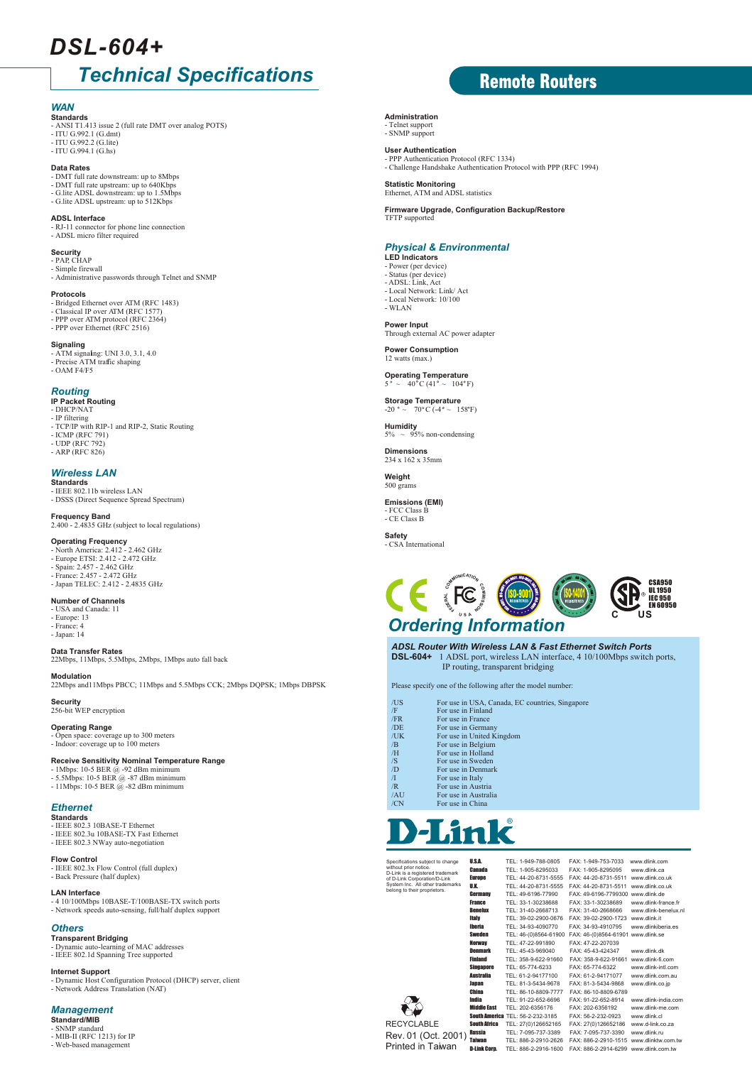# DSL-604+

## Technical Specifications

**Remote Routers**

### WAN

**Standards**
- ANSI T1.413 issue 2 (full rate DMT over analog POTS)
- ITU G.992.1 (G.dmt)
- ITU G.992.2 (G.lite)
- ITU G.994.1 (G.hs)

**Data Rates**
- DMT full rate downstream: up to 8Mbps
- DMT full rate upstream: up to 640Kbps
- G.lite ADSL downstream: up to 1.5Mbps
- G.lite ADSL upstream: up to 512Kbps

**ADSL Interface**
- RJ-11 connector for phone line connection
- ADSL micro filter required

**Security**
- PAP, CHAP
- Simple firewall
- Administrative passwords through Telnet and SNMP

**Protocols**
- Bridged Ethernet over ATM (RFC 1483)
- Classical IP over ATM (RFC 1577)
- PPP over ATM protocol (RFC 2364)
- PPP over Ethernet (RFC 2516)

**Signaling**
- ATM signaling: UNI 3.0, 3.1, 4.0
- Precise ATM traffic shaping
- OAM F4/F5

### Routing

**IP Packet Routing**
- DHCP/NAT
- IP filtering
- TCP/IP with RIP-1 and RIP-2, Static Routing
- ICMP (RFC 791)
- UDP (RFC 792)
- ARP (RFC 826)

### Wireless LAN

**Standards**
- IEEE 802.11b wireless LAN
- DSSS (Direct Sequence Spread Spectrum)

**Frequency Band**
2.400 - 2.4835 GHz (subject to local regulations)

**Operating Frequency**
- North America: 2.412 - 2.462 GHz
- Europe ETSI: 2.412 - 2.472 GHz
- Spain: 2.457 - 2.462 GHz
- France: 2.457 - 2.472 GHz
- Japan TELEC: 2.412 - 2.4835 GHz

**Number of Channels**
- USA and Canada: 11
- Europe: 13
- France: 4
- Japan: 14

**Data Transfer Rates**
22Mbps, 11Mbps, 5.5Mbps, 2Mbps, 1Mbps auto fall back

**Modulation**
22Mbps and11Mbps PBCC; 11Mbps and 5.5Mbps CCK; 2Mbps DQPSK; 1Mbps DBPSK

**Security**
256-bit WEP encryption

**Operating Range**
- Open space: coverage up to 300 meters
- Indoor: coverage up to 100 meters

**Receive Sensitivity Nominal Temperature Range**
- 1Mbps: 10-5 BER @ -92 dBm minimum
- 5.5Mbps: 10-5 BER @ -87 dBm minimum
- 11Mbps: 10-5 BER @ -82 dBm minimum

### Ethernet

**Standards**
- IEEE 802.3 10BASE-T Ethernet
- IEEE 802.3u 10BASE-TX Fast Ethernet
- IEEE 802.3 NWay auto-negotiation

**Flow Control**
- IEEE 802.3x Flow Control (full duplex)
- Back Pressure (half duplex)

**LAN Interface**
- 4 10/100Mbps 10BASE-T/100BASE-TX switch ports
- Network speeds auto-sensing, full/half duplex support

### Others

**Transparent Bridging**
- Dynamic auto-learning of MAC addresses
- IEEE 802.1d Spanning Tree supported

**Internet Support**
- Dynamic Host Configuration Protocol (DHCP) server, client
- Network Address Translation (NAT)

### Management

**Standard/MIB**
- SNMP standard
- MIB-II (RFC 1213) for IP
- Web-based management

**Administration**
- Telnet support
- SNMP support

**User Authentication**
- PPP Authentication Protocol (RFC 1334)
- Challenge Handshake Authentication Protocol with PPP (RFC 1994)

**Statistic Monitoring**
Ethernet, ATM and ADSL statistics

**Firmware Upgrade, Configuration Backup/Restore**
TFTP supported

### Physical & Environmental

**LED Indicators**
- Power (per device)
- Status (per device)
- ADSL: Link, Act
- Local Network: Link/ Act
- Local Network: 10/100
- WLAN

**Power Input**
Through external AC power adapter

**Power Consumption**
12 watts (max.)

**Operating Temperature**
5° ~ 40°C (41° ~ 104°F)

**Storage Temperature**
-20° ~ 70°C (-4° ~ 158°F)

**Humidity**
5% ~ 95% non-condensing

**Dimensions**
234 x 162 x 35mm

**Weight**
500 grams

**Emissions (EMI)**
- FCC Class B
- CE Class B

**Safety**
- CSA International

CSA950
UL 1950
IEC 950
EN 60950

### Ordering Information

***ADSL Router With Wireless LAN & Fast Ethernet Switch Ports***

**DSL-604+** 1 ADSL port, wireless LAN interface, 4 10/100Mbps switch ports, IP routing, transparent bridging

Please specify one of the following after the model number:

| | |
|---|---|
| /US | For use in USA, Canada, EC countries, Singapore |
| /F | For use in Finland |
| /FR | For use in France |
| /DE | For use in Germany |
| /UK | For use in United Kingdom |
| /B | For use in Belgium |
| /H | For use in Holland |
| /S | For use in Sweden |
| /D | For use in Denmark |
| /I | For use in Italy |
| /R | For use in Austria |
| /AU | For use in Australia |
| /CN | For use in China |

D-Link

Specifications subject to change without prior notice. D-Link is a registered trademark of D-Link Corporation/D-Link System Inc. All other trademarks belong to their proprietors.

| | | | |
|---|---|---|---|
| U.S.A. | TEL: 1-949-788-0805 | FAX: 1-949-753-7033 | www.dlink.com |
| Canada | TEL: 1-905-8295033 | FAX: 1-905-8295095 | www.dlink.ca |
| Europe | TEL: 44-20-8731-5555 | FAX: 44-20-8731-5511 | www.dlink.co.uk |
| U.K. | TEL: 44-20-8731-5555 | FAX: 44-20-8731-5511 | www.dlink.co.uk |
| Germany | TEL: 49-6196-77990 | FAX: 49-6196-7799300 | www.dlink.de |
| France | TEL: 33-1-30238688 | FAX: 33-1-30238689 | www.dlink-france.fr |
| Benelux | TEL: 31-40-2668713 | FAX: 31-40-2668666 | www.dlink-benelux.nl |
| Italy | TEL: 39-02-2900-0676 | FAX: 39-02-2900-1723 | www.dlink.it |
| Iberia | TEL: 34-93-4090770 | FAX: 34-93-4910795 | www.dlinkiberia.es |
| Sweden | TEL: 46-(0)8564-61900 | FAX: 46-(0)8564-61901 | www.dlink.se |
| Norway | TEL: 47-22-991890 | FAX: 47-22-207039 | |
| Denmark | TEL: 45-43-969040 | FAX: 45-43-424347 | www.dlink.dk |
| Finland | TEL: 358-9-622-91660 | FAX: 358-9-622-91661 | www.dlink-fi.com |
| Singapore | TEL: 65-774-6233 | FAX: 65-774-6322 | www.dlink-intl.com |
| Australia | TEL: 61-2-94177100 | FAX: 61-2-94171077 | www.dlink.com.au |
| Japan | TEL: 81-3-5434-9678 | FAX: 81-3-5434-9868 | www.dlink.co.jp |
| China | TEL: 86-10-8809-7777 | FAX: 86-10-8809-6789 | |
| India | TEL: 91-22-652-6696 | FAX: 91-22-652-8914 | www.dlink-india.com |
| Middle East | TEL: 202-6356176 | FAX: 202-6356192 | www.dlink-me.com |
| South America | TEL: 56-2-232-3185 | FAX: 56-2-232-0923 | www.dlink.cl |
| South Africa | TEL: 27(0)126652165 | FAX: 27(0)126652186 | www.d-link.co.za |
| Russia | TEL: 7-095-737-3389 | FAX: 7-095-737-3390 | www.dlink.ru |
| Taiwan | TEL: 886-2-2910-2626 | FAX: 886-2-2910-1515 | www.dlinktw.com.tw |
| D-Link Corp. | TEL: 886-2-2916-1600 | FAX: 886-2-2914-6299 | www.dlink.com.tw |

RECYCLABLE
Rev. 01 (Oct. 2001)
Printed in Taiwan